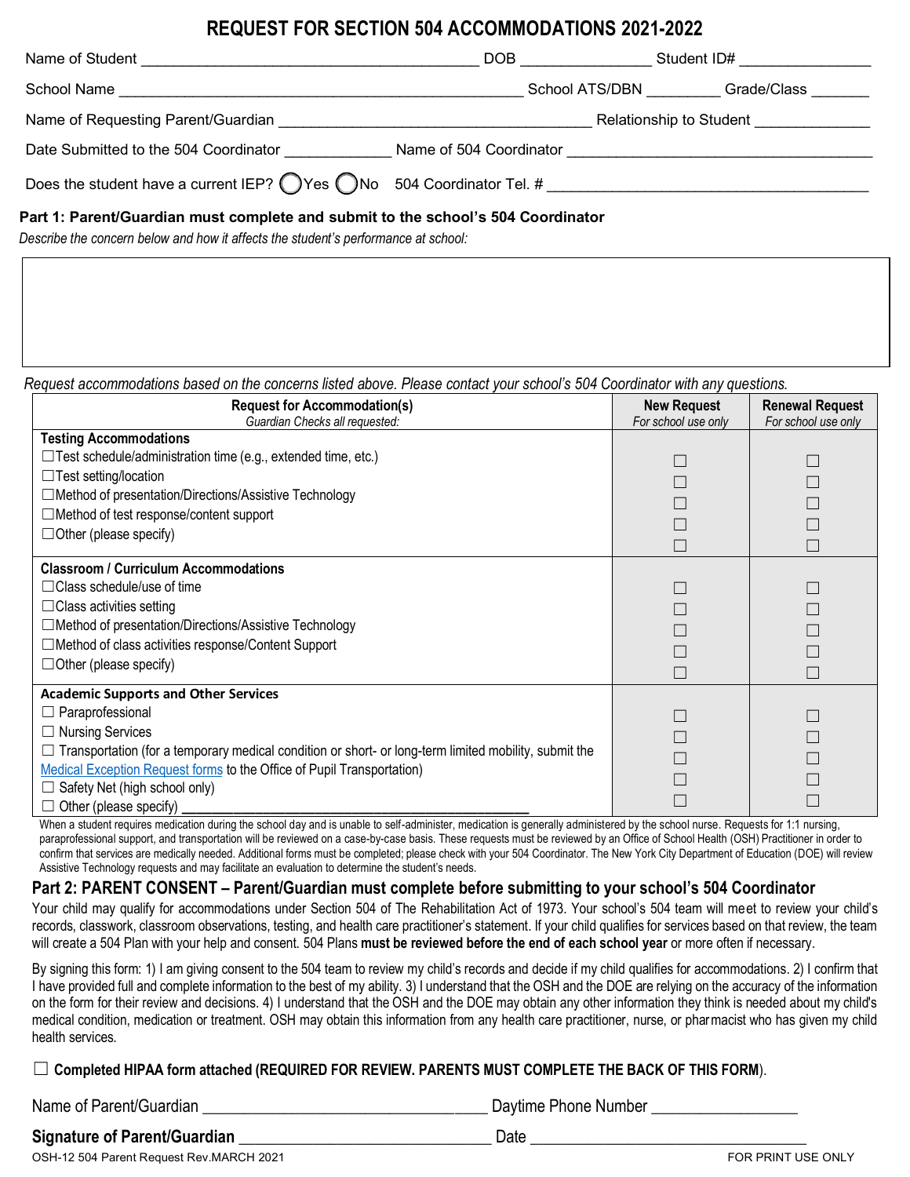# REQUEST FOR SECTION 504 ACCOMMODATIONS 2021-2022

Name of Student ______________________________ DOB ____________ Student ID# ____________

School Name ____________________________________ School ATS/DBN ________ Grade/Class _______

Name of Requesting Parent/Guardian ______________________________ Relationship to Student ____________

Date Submitted to the 504 Coordinator ____________ Name of 504 Coordinator ______________________________

Does the student have a current IEP? ◯Yes ◯No 504 Coordinator Tel. # ______________________________

**Part 1: Parent/Guardian must complete and submit to the school's 504 Coordinator**

*Describe the concern below and how it affects the student's performance at school:*

| |
|---|
| |

*Request accommodations based on the concerns listed above. Please contact your school's 504 Coordinator with any questions.*

| **Request for Accommodation(s)** *Guardian Checks all requested:* | **New Request** *For school use only* | **Renewal Request** *For school use only* |
|---|---|---|
| **Testing Accommodations** | | |
| ☐Test schedule/administration time (e.g., extended time, etc.) | ☐ | ☐ |
| ☐Test setting/location | ☐ | ☐ |
| ☐Method of presentation/Directions/Assistive Technology | ☐ | ☐ |
| ☐Method of test response/content support | ☐ | ☐ |
| ☐Other (please specify) | ☐ | ☐ |
| **Classroom / Curriculum Accommodations** | | |
| ☐Class schedule/use of time | ☐ | ☐ |
| ☐Class activities setting | ☐ | ☐ |
| ☐Method of presentation/Directions/Assistive Technology | ☐ | ☐ |
| ☐Method of class activities response/Content Support | ☐ | ☐ |
| ☐Other (please specify) | ☐ | ☐ |
| **Academic Supports and Other Services** | | |
| ☐ Paraprofessional | ☐ | ☐ |
| ☐ Nursing Services | ☐ | ☐ |
| ☐ Transportation (for a temporary medical condition or short- or long-term limited mobility, submit the Medical Exception Request forms to the Office of Pupil Transportation) | ☐ | ☐ |
| ☐ Safety Net (high school only) | ☐ | ☐ |
| ☐ Other (please specify) ______________________________ | ☐ | ☐ |

When a student requires medication during the school day and is unable to self-administer, medication is generally administered by the school nurse. Requests for 1:1 nursing, paraprofessional support, and transportation will be reviewed on a case-by-case basis. These requests must be reviewed by an Office of School Health (OSH) Practitioner in order to confirm that services are medically needed. Additional forms must be completed; please check with your 504 Coordinator. The New York City Department of Education (DOE) will review Assistive Technology requests and may facilitate an evaluation to determine the student's needs.

**Part 2: PARENT CONSENT – Parent/Guardian must complete before submitting to your school's 504 Coordinator**

Your child may qualify for accommodations under Section 504 of The Rehabilitation Act of 1973. Your school's 504 team will meet to review your child's records, classwork, classroom observations, testing, and health care practitioner's statement. If your child qualifies for services based on that review, the team will create a 504 Plan with your help and consent. 504 Plans **must be reviewed before the end of each school year** or more often if necessary.

By signing this form: 1) I am giving consent to the 504 team to review my child's records and decide if my child qualifies for accommodations. 2) I confirm that I have provided full and complete information to the best of my ability. 3) I understand that the OSH and the DOE are relying on the accuracy of the information on the form for their review and decisions. 4) I understand that the OSH and the DOE may obtain any other information they think is needed about my child's medical condition, medication or treatment. OSH may obtain this information from any health care practitioner, nurse, or pharmacist who has given my child health services.

☐ **Completed HIPAA form attached (REQUIRED FOR REVIEW. PARENTS MUST COMPLETE THE BACK OF THIS FORM)**.

Name of Parent/Guardian ______________________________ Daytime Phone Number ________________

**Signature of Parent/Guardian** ______________________________ Date ______________________________

OSH-12 504 Parent Request Rev.MARCH 2021 FOR PRINT USE ONLY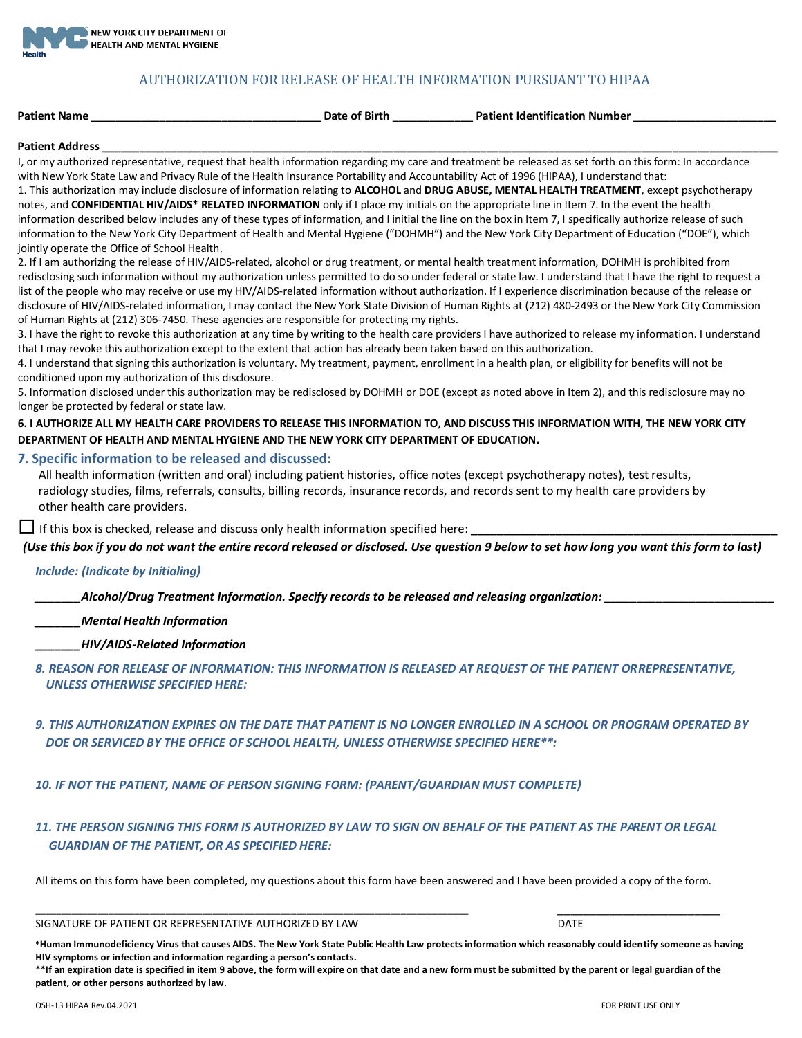NEW YORK CITY DEPARTMENT OF HEALTH AND MENTAL HYGIENE

# AUTHORIZATION FOR RELEASE OF HEALTH INFORMATION PURSUANT TO HIPAA

**Patient Name** ____________________________________ **Date of Birth** _____________ **Patient Identification Number** _______________________

**Patient Address** ______________________________________________________________________________________________________

I, or my authorized representative, request that health information regarding my care and treatment be released as set forth on this form: In accordance with New York State Law and Privacy Rule of the Health Insurance Portability and Accountability Act of 1996 (HIPAA), I understand that:

1. This authorization may include disclosure of information relating to **ALCOHOL** and **DRUG ABUSE, MENTAL HEALTH TREATMENT**, except psychotherapy notes, and **CONFIDENTIAL HIV/AIDS* RELATED INFORMATION** only if I place my initials on the appropriate line in Item 7. In the event the health information described below includes any of these types of information, and I initial the line on the box in Item 7, I specifically authorize release of such information to the New York City Department of Health and Mental Hygiene ("DOHMH") and the New York City Department of Education ("DOE"), which jointly operate the Office of School Health.
2. If I am authorizing the release of HIV/AIDS-related, alcohol or drug treatment, or mental health treatment information, DOHMH is prohibited from redisclosing such information without my authorization unless permitted to do so under federal or state law. I understand that I have the right to request a list of the people who may receive or use my HIV/AIDS-related information without authorization. If I experience discrimination because of the release or disclosure of HIV/AIDS-related information, I may contact the New York State Division of Human Rights at (212) 480-2493 or the New York City Commission of Human Rights at (212) 306-7450. These agencies are responsible for protecting my rights.
3. I have the right to revoke this authorization at any time by writing to the health care providers I have authorized to release my information. I understand that I may revoke this authorization except to the extent that action has already been taken based on this authorization.
4. I understand that signing this authorization is voluntary. My treatment, payment, enrollment in a health plan, or eligibility for benefits will not be conditioned upon my authorization of this disclosure.
5. Information disclosed under this authorization may be redisclosed by DOHMH or DOE (except as noted above in Item 2), and this redisclosure may no longer be protected by federal or state law.

**6. I AUTHORIZE ALL MY HEALTH CARE PROVIDERS TO RELEASE THIS INFORMATION TO, AND DISCUSS THIS INFORMATION WITH, THE NEW YORK CITY DEPARTMENT OF HEALTH AND MENTAL HYGIENE AND THE NEW YORK CITY DEPARTMENT OF EDUCATION.**

**7. Specific information to be released and discussed:**

All health information (written and oral) including patient histories, office notes (except psychotherapy notes), test results, radiology studies, films, referrals, consults, billing records, insurance records, and records sent to my health care providers by other health care providers.

☐ If this box is checked, release and discuss only health information specified here: ______________________________________________

***(Use this box if you do not want the entire record released or disclosed. Use question 9 below to set how long you want this form to last)***

***Include: (Indicate by Initialing)***

_______***Alcohol/Drug Treatment Information. Specify records to be released and releasing organization:*** ___________________________

_______***Mental Health Information***

_______***HIV/AIDS-Related Information***

*8. REASON FOR RELEASE OF INFORMATION: THIS INFORMATION IS RELEASED AT REQUEST OF THE PATIENT ORREPRESENTATIVE, UNLESS OTHERWISE SPECIFIED HERE:*

*9. THIS AUTHORIZATION EXPIRES ON THE DATE THAT PATIENT IS NO LONGER ENROLLED IN A SCHOOL OR PROGRAM OPERATED BY DOE OR SERVICED BY THE OFFICE OF SCHOOL HEALTH, UNLESS OTHERWISE SPECIFIED HERE**:*

*10. IF NOT THE PATIENT, NAME OF PERSON SIGNING FORM: (PARENT/GUARDIAN MUST COMPLETE)*

*11. THE PERSON SIGNING THIS FORM IS AUTHORIZED BY LAW TO SIGN ON BEHALF OF THE PATIENT AS THE PARENT OR LEGAL GUARDIAN OF THE PATIENT, OR AS SPECIFIED HERE:*

All items on this form have been completed, my questions about this form have been answered and I have been provided a copy of the form.

_________________________________________________________________ ____________________________

SIGNATURE OF PATIENT OR REPRESENTATIVE AUTHORIZED BY LAW DATE

***Human Immunodeficiency Virus that causes AIDS. The New York State Public Health Law protects information which reasonably could identify someone as having HIV symptoms or infection and information regarding a person's contacts.**

****If an expiration date is specified in item 9 above, the form will expire on that date and a new form must be submitted by the parent or legal guardian of the patient, or other persons authorized by law**.

OSH-13 HIPAA Rev.04.2021 FOR PRINT USE ONLY